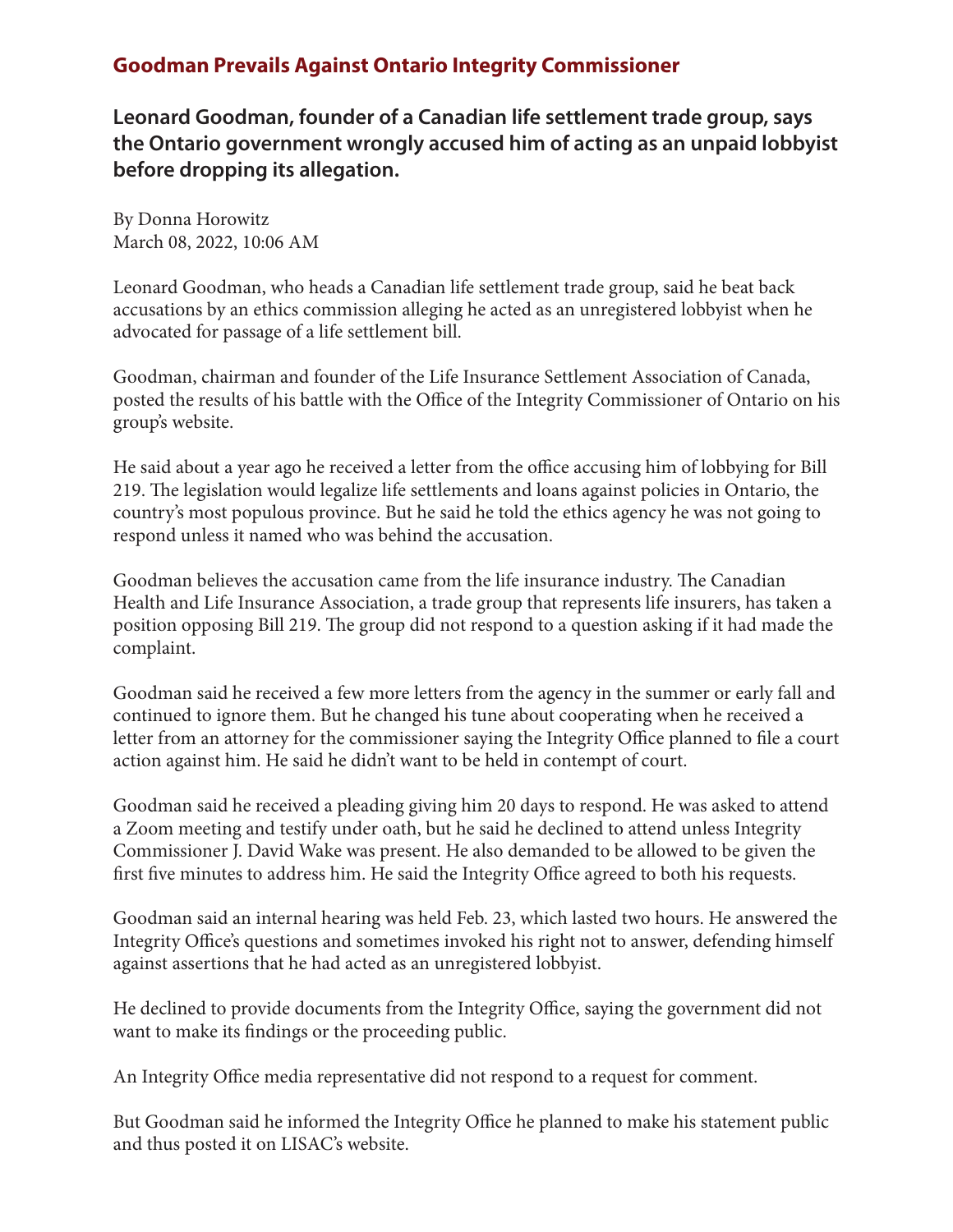# Goodman Prevails Against Ontario Integrity Commissioner

## Leonard Goodman, founder of a Canadian life settlement trade group, says the Ontario government wrongly accused him of acting as an unpaid lobbyist before dropping its allegation.

By Donna Horowitz
March 08, 2022, 10:06 AM

Leonard Goodman, who heads a Canadian life settlement trade group, said he beat back accusations by an ethics commission alleging he acted as an unregistered lobbyist when he advocated for passage of a life settlement bill.

Goodman, chairman and founder of the Life Insurance Settlement Association of Canada, posted the results of his battle with the Office of the Integrity Commissioner of Ontario on his group's website.

He said about a year ago he received a letter from the office accusing him of lobbying for Bill 219. The legislation would legalize life settlements and loans against policies in Ontario, the country's most populous province. But he said he told the ethics agency he was not going to respond unless it named who was behind the accusation.

Goodman believes the accusation came from the life insurance industry. The Canadian Health and Life Insurance Association, a trade group that represents life insurers, has taken a position opposing Bill 219. The group did not respond to a question asking if it had made the complaint.

Goodman said he received a few more letters from the agency in the summer or early fall and continued to ignore them. But he changed his tune about cooperating when he received a letter from an attorney for the commissioner saying the Integrity Office planned to file a court action against him. He said he didn't want to be held in contempt of court.

Goodman said he received a pleading giving him 20 days to respond. He was asked to attend a Zoom meeting and testify under oath, but he said he declined to attend unless Integrity Commissioner J. David Wake was present. He also demanded to be allowed to be given the first five minutes to address him. He said the Integrity Office agreed to both his requests.

Goodman said an internal hearing was held Feb. 23, which lasted two hours. He answered the Integrity Office's questions and sometimes invoked his right not to answer, defending himself against assertions that he had acted as an unregistered lobbyist.

He declined to provide documents from the Integrity Office, saying the government did not want to make its findings or the proceeding public.

An Integrity Office media representative did not respond to a request for comment.

But Goodman said he informed the Integrity Office he planned to make his statement public and thus posted it on LISAC's website.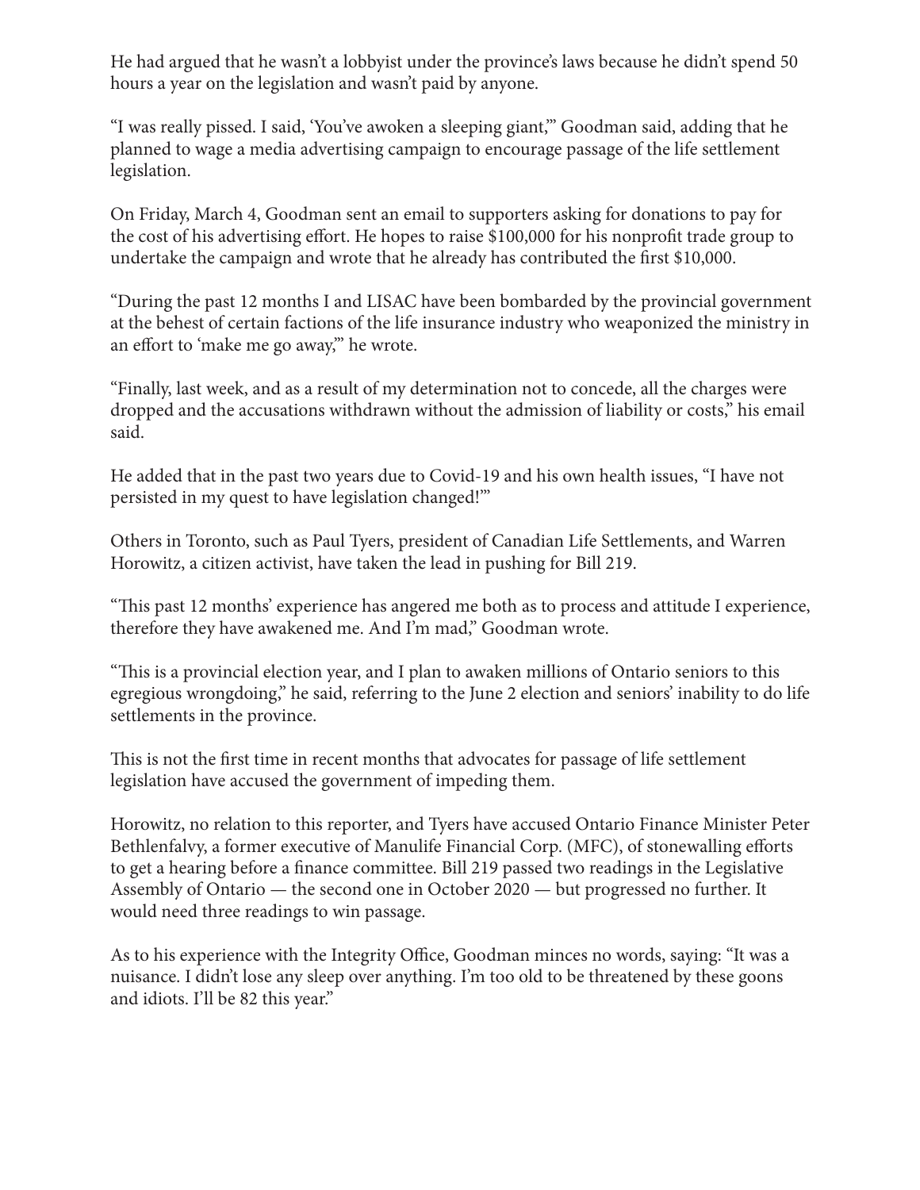He had argued that he wasn't a lobbyist under the province's laws because he didn't spend 50 hours a year on the legislation and wasn't paid by anyone.

"I was really pissed. I said, 'You've awoken a sleeping giant,'" Goodman said, adding that he planned to wage a media advertising campaign to encourage passage of the life settlement legislation.

On Friday, March 4, Goodman sent an email to supporters asking for donations to pay for the cost of his advertising effort. He hopes to raise $100,000 for his nonprofit trade group to undertake the campaign and wrote that he already has contributed the first $10,000.

"During the past 12 months I and LISAC have been bombarded by the provincial government at the behest of certain factions of the life insurance industry who weaponized the ministry in an effort to 'make me go away,'" he wrote.

"Finally, last week, and as a result of my determination not to concede, all the charges were dropped and the accusations withdrawn without the admission of liability or costs," his email said.

He added that in the past two years due to Covid-19 and his own health issues, "I have not persisted in my quest to have legislation changed!'"

Others in Toronto, such as Paul Tyers, president of Canadian Life Settlements, and Warren Horowitz, a citizen activist, have taken the lead in pushing for Bill 219.

"This past 12 months' experience has angered me both as to process and attitude I experience, therefore they have awakened me. And I'm mad," Goodman wrote.

"This is a provincial election year, and I plan to awaken millions of Ontario seniors to this egregious wrongdoing," he said, referring to the June 2 election and seniors' inability to do life settlements in the province.

This is not the first time in recent months that advocates for passage of life settlement legislation have accused the government of impeding them.

Horowitz, no relation to this reporter, and Tyers have accused Ontario Finance Minister Peter Bethlenfalvy, a former executive of Manulife Financial Corp. (MFC), of stonewalling efforts to get a hearing before a finance committee. Bill 219 passed two readings in the Legislative Assembly of Ontario — the second one in October 2020 — but progressed no further. It would need three readings to win passage.

As to his experience with the Integrity Office, Goodman minces no words, saying: "It was a nuisance. I didn't lose any sleep over anything. I'm too old to be threatened by these goons and idiots. I'll be 82 this year."